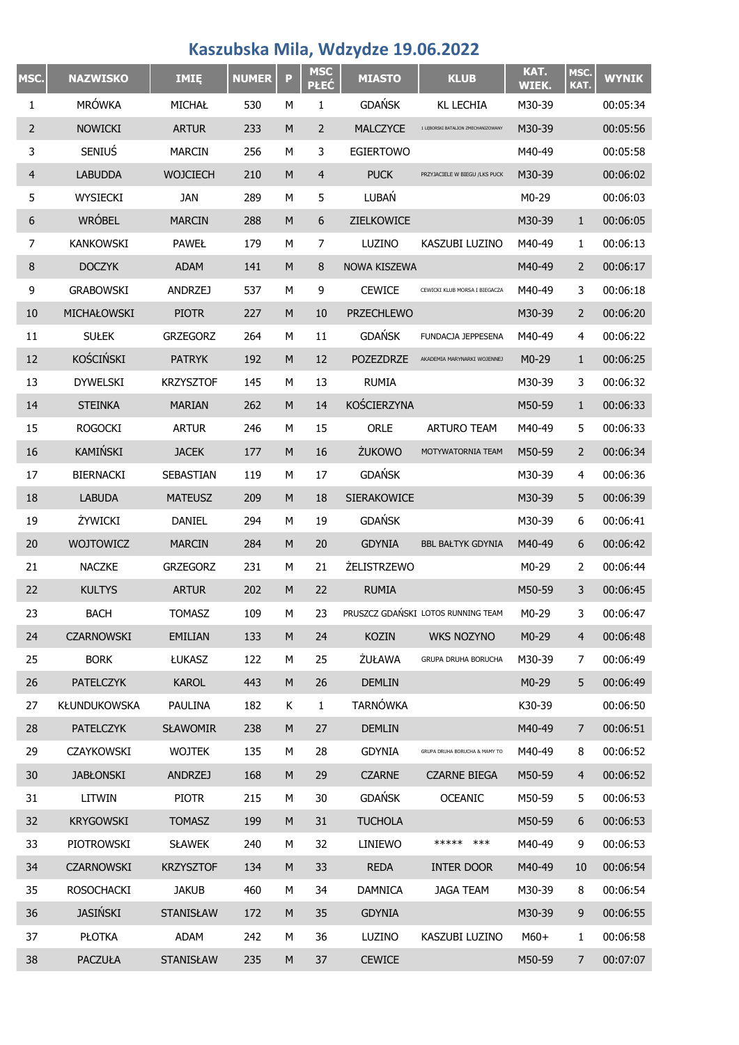# Kaszubska Mila, Wdzydze 19.06.2022

| MSC. | NAZWISKO | IMIĘ | NUMER | P | MSC PŁEĆ | MIASTO | KLUB | KAT. WIEK. | MSC. KAT. | WYNIK |
|---|---|---|---|---|---|---|---|---|---|---|
| 1 | MRÓWKA | MICHAŁ | 530 | M | 1 | GDAŃSK | KL LECHIA | M30-39 | | 00:05:34 |
| 2 | NOWICKI | ARTUR | 233 | M | 2 | MALCZYCE | 1 LĘBORSKI BATALION ZMECHANIZOWANY | M30-39 | | 00:05:56 |
| 3 | SENIUŚ | MARCIN | 256 | M | 3 | EGIERTOWO | | M40-49 | | 00:05:58 |
| 4 | LABUDDA | WOJCIECH | 210 | M | 4 | PUCK | PRZYJACIELE W BIEGU /LKS PUCK | M30-39 | | 00:06:02 |
| 5 | WYSIECKI | JAN | 289 | M | 5 | LUBAŃ | | M0-29 | | 00:06:03 |
| 6 | WRÓBEL | MARCIN | 288 | M | 6 | ZIELKOWICE | | M30-39 | 1 | 00:06:05 |
| 7 | KANKOWSKI | PAWEŁ | 179 | M | 7 | LUZINO | KASZUBI LUZINO | M40-49 | 1 | 00:06:13 |
| 8 | DOCZYK | ADAM | 141 | M | 8 | NOWA KISZEWA | | M40-49 | 2 | 00:06:17 |
| 9 | GRABOWSKI | ANDRZEJ | 537 | M | 9 | CEWICE | CEWICKI KLUB MORSA I BIEGACZA | M40-49 | 3 | 00:06:18 |
| 10 | MICHAŁOWSKI | PIOTR | 227 | M | 10 | PRZECHLEWO | | M30-39 | 2 | 00:06:20 |
| 11 | SUŁEK | GRZEGORZ | 264 | M | 11 | GDAŃSK | FUNDACJA JEPPESENA | M40-49 | 4 | 00:06:22 |
| 12 | KOŚCIŃSKI | PATRYK | 192 | M | 12 | POZEZDRZE | AKADEMIA MARYNARKI WOJENNEJ | M0-29 | 1 | 00:06:25 |
| 13 | DYWELSKI | KRZYSZTOF | 145 | M | 13 | RUMIA | | M30-39 | 3 | 00:06:32 |
| 14 | STEINKA | MARIAN | 262 | M | 14 | KOŚCIERZYNA | | M50-59 | 1 | 00:06:33 |
| 15 | ROGOCKI | ARTUR | 246 | M | 15 | ORLE | ARTURO TEAM | M40-49 | 5 | 00:06:33 |
| 16 | KAMIŃSKI | JACEK | 177 | M | 16 | ŻUKOWO | MOTYWATORNIA TEAM | M50-59 | 2 | 00:06:34 |
| 17 | BIERNACKI | SEBASTIAN | 119 | M | 17 | GDAŃSK | | M30-39 | 4 | 00:06:36 |
| 18 | LABUDA | MATEUSZ | 209 | M | 18 | SIERAKOWICE | | M30-39 | 5 | 00:06:39 |
| 19 | ŻYWICKI | DANIEL | 294 | M | 19 | GDAŃSK | | M30-39 | 6 | 00:06:41 |
| 20 | WOJTOWICZ | MARCIN | 284 | M | 20 | GDYNIA | BBL BAŁTYK GDYNIA | M40-49 | 6 | 00:06:42 |
| 21 | NACZKE | GRZEGORZ | 231 | M | 21 | ŻELISTRZEWO | | M0-29 | 2 | 00:06:44 |
| 22 | KULTYS | ARTUR | 202 | M | 22 | RUMIA | | M50-59 | 3 | 00:06:45 |
| 23 | BACH | TOMASZ | 109 | M | 23 | PRUSZCZ GDAŃSKI | LOTOS RUNNING TEAM | M0-29 | 3 | 00:06:47 |
| 24 | CZARNOWSKI | EMILIAN | 133 | M | 24 | KOZIN | WKS NOZYNO | M0-29 | 4 | 00:06:48 |
| 25 | BORK | ŁUKASZ | 122 | M | 25 | ŻUŁAWA | GRUPA DRUHA BORUCHA | M30-39 | 7 | 00:06:49 |
| 26 | PATELCZYK | KAROL | 443 | M | 26 | DEMLIN | | M0-29 | 5 | 00:06:49 |
| 27 | KŁUNDUKOWSKA | PAULINA | 182 | K | 1 | TARNÓWKA | | K30-39 | | 00:06:50 |
| 28 | PATELCZYK | SŁAWOMIR | 238 | M | 27 | DEMLIN | | M40-49 | 7 | 00:06:51 |
| 29 | CZAYKOWSKI | WOJTEK | 135 | M | 28 | GDYNIA | GRUPA DRUHA BORUCHA & MAMY TO | M40-49 | 8 | 00:06:52 |
| 30 | JABŁONSKI | ANDRZEJ | 168 | M | 29 | CZARNE | CZARNE BIEGA | M50-59 | 4 | 00:06:52 |
| 31 | LITWIN | PIOTR | 215 | M | 30 | GDAŃSK | OCEANIC | M50-59 | 5 | 00:06:53 |
| 32 | KRYGOWSKI | TOMASZ | 199 | M | 31 | TUCHOLA | | M50-59 | 6 | 00:06:53 |
| 33 | PIOTROWSKI | SŁAWEK | 240 | M | 32 | LINIEWO | ***** *** | M40-49 | 9 | 00:06:53 |
| 34 | CZARNOWSKI | KRZYSZTOF | 134 | M | 33 | REDA | INTER DOOR | M40-49 | 10 | 00:06:54 |
| 35 | ROSOCHACKI | JAKUB | 460 | M | 34 | DAMNICA | JAGA TEAM | M30-39 | 8 | 00:06:54 |
| 36 | JASIŃSKI | STANISŁAW | 172 | M | 35 | GDYNIA | | M30-39 | 9 | 00:06:55 |
| 37 | PŁOTKA | ADAM | 242 | M | 36 | LUZINO | KASZUBI LUZINO | M60+ | 1 | 00:06:58 |
| 38 | PACZUŁA | STANISŁAW | 235 | M | 37 | CEWICE | | M50-59 | 7 | 00:07:07 |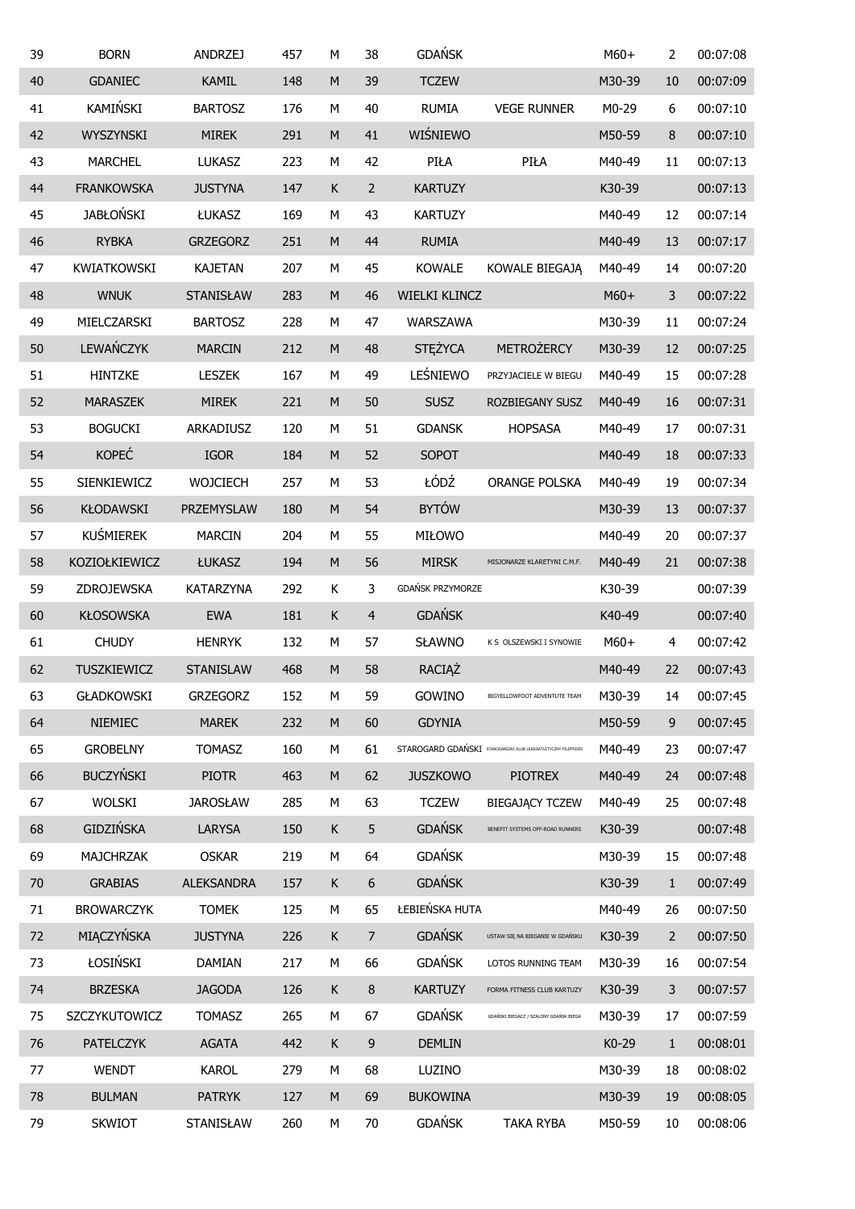| | | | | | | | | | | |
|---|---|---|---|---|---|---|---|---|---|---|
| 39 | BORN | ANDRZEJ | 457 | M | 38 | GDAŃSK | | M60+ | 2 | 00:07:08 |
| 40 | GDANIEC | KAMIL | 148 | M | 39 | TCZEW | | M30-39 | 10 | 00:07:09 |
| 41 | KAMIŃSKI | BARTOSZ | 176 | M | 40 | RUMIA | VEGE RUNNER | M0-29 | 6 | 00:07:10 |
| 42 | WYSZYNSKI | MIREK | 291 | M | 41 | WIŚNIEWO | | M50-59 | 8 | 00:07:10 |
| 43 | MARCHEL | LUKASZ | 223 | M | 42 | PIŁA | PIŁA | M40-49 | 11 | 00:07:13 |
| 44 | FRANKOWSKA | JUSTYNA | 147 | K | 2 | KARTUZY | | K30-39 | | 00:07:13 |
| 45 | JABŁOŃSKI | ŁUKASZ | 169 | M | 43 | KARTUZY | | M40-49 | 12 | 00:07:14 |
| 46 | RYBKA | GRZEGORZ | 251 | M | 44 | RUMIA | | M40-49 | 13 | 00:07:17 |
| 47 | KWIATKOWSKI | KAJETAN | 207 | M | 45 | KOWALE | KOWALE BIEGAJĄ | M40-49 | 14 | 00:07:20 |
| 48 | WNUK | STANISŁAW | 283 | M | 46 | WIELKI KLINCZ | | M60+ | 3 | 00:07:22 |
| 49 | MIELCZARSKI | BARTOSZ | 228 | M | 47 | WARSZAWA | | M30-39 | 11 | 00:07:24 |
| 50 | LEWAŃCZYK | MARCIN | 212 | M | 48 | STĘŻYCA | METROŻERCY | M30-39 | 12 | 00:07:25 |
| 51 | HINTZKE | LESZEK | 167 | M | 49 | LEŚNIEWO | PRZYJACIELE W BIEGU | M40-49 | 15 | 00:07:28 |
| 52 | MARASZEK | MIREK | 221 | M | 50 | SUSZ | ROZBIEGANY SUSZ | M40-49 | 16 | 00:07:31 |
| 53 | BOGUCKI | ARKADIUSZ | 120 | M | 51 | GDANSK | HOPSASA | M40-49 | 17 | 00:07:31 |
| 54 | KOPEĆ | IGOR | 184 | M | 52 | SOPOT | | M40-49 | 18 | 00:07:33 |
| 55 | SIENKIEWICZ | WOJCIECH | 257 | M | 53 | ŁÓDŹ | ORANGE POLSKA | M40-49 | 19 | 00:07:34 |
| 56 | KŁODAWSKI | PRZEMYSLAW | 180 | M | 54 | BYTÓW | | M30-39 | 13 | 00:07:37 |
| 57 | KUŚMIEREK | MARCIN | 204 | M | 55 | MIŁOWO | | M40-49 | 20 | 00:07:37 |
| 58 | KOZIOŁKIEWICZ | ŁUKASZ | 194 | M | 56 | MIRSK | MISJONARZE KLARETYNI C.M.F. | M40-49 | 21 | 00:07:38 |
| 59 | ZDROJEWSKA | KATARZYNA | 292 | K | 3 | GDAŃSK PRZYMORZE | | K30-39 | | 00:07:39 |
| 60 | KŁOSOWSKA | EWA | 181 | K | 4 | GDAŃSK | | K40-49 | | 00:07:40 |
| 61 | CHUDY | HENRYK | 132 | M | 57 | SŁAWNO | K S OLSZEWSKI I SYNOWIE | M60+ | 4 | 00:07:42 |
| 62 | TUSZKIEWICZ | STANISLAW | 468 | M | 58 | RACIĄŻ | | M40-49 | 22 | 00:07:43 |
| 63 | GŁADKOWSKI | GRZEGORZ | 152 | M | 59 | GOWINO | BIGYELLOWFOOT ADVENTUTE TEAM | M30-39 | 14 | 00:07:45 |
| 64 | NIEMIEC | MAREK | 232 | M | 60 | GDYNIA | | M50-59 | 9 | 00:07:45 |
| 65 | GROBELNY | TOMASZ | 160 | M | 61 | STAROGARD GDAŃSKI | STAROGARDZKI KLUB LEKKOATLETYCZNY FILIPPIDES | M40-49 | 23 | 00:07:47 |
| 66 | BUCZYŃSKI | PIOTR | 463 | M | 62 | JUSZKOWO | PIOTREX | M40-49 | 24 | 00:07:48 |
| 67 | WOLSKI | JAROSŁAW | 285 | M | 63 | TCZEW | BIEGAJĄCY TCZEW | M40-49 | 25 | 00:07:48 |
| 68 | GIDZIŃSKA | LARYSA | 150 | K | 5 | GDAŃSK | BENEFIT SYSTEMS OFF-ROAD RUNNERS | K30-39 | | 00:07:48 |
| 69 | MAJCHRZAK | OSKAR | 219 | M | 64 | GDAŃSK | | M30-39 | 15 | 00:07:48 |
| 70 | GRABIAS | ALEKSANDRA | 157 | K | 6 | GDAŃSK | | K30-39 | 1 | 00:07:49 |
| 71 | BROWARCZYK | TOMEK | 125 | M | 65 | ŁEBIEŃSKA HUTA | | M40-49 | 26 | 00:07:50 |
| 72 | MIĄCZYŃSKA | JUSTYNA | 226 | K | 7 | GDAŃSK | USTAW SIĘ NA BIEGANIE W GDAŃSKU | K30-39 | 2 | 00:07:50 |
| 73 | ŁOSIŃSKI | DAMIAN | 217 | M | 66 | GDAŃSK | LOTOS RUNNING TEAM | M30-39 | 16 | 00:07:54 |
| 74 | BRZESKA | JAGODA | 126 | K | 8 | KARTUZY | FORMA FITNESS CLUB KARTUZY | K30-39 | 3 | 00:07:57 |
| 75 | SZCZYKUTOWICZ | TOMASZ | 265 | M | 67 | GDAŃSK | GDAŃSKI BIEGACZ / SZALONY GDAŃSK BIEGA | M30-39 | 17 | 00:07:59 |
| 76 | PATELCZYK | AGATA | 442 | K | 9 | DEMLIN | | K0-29 | 1 | 00:08:01 |
| 77 | WENDT | KAROL | 279 | M | 68 | LUZINO | | M30-39 | 18 | 00:08:02 |
| 78 | BULMAN | PATRYK | 127 | M | 69 | BUKOWINA | | M30-39 | 19 | 00:08:05 |
| 79 | SKWIOT | STANISŁAW | 260 | M | 70 | GDAŃSK | TAKA RYBA | M50-59 | 10 | 00:08:06 |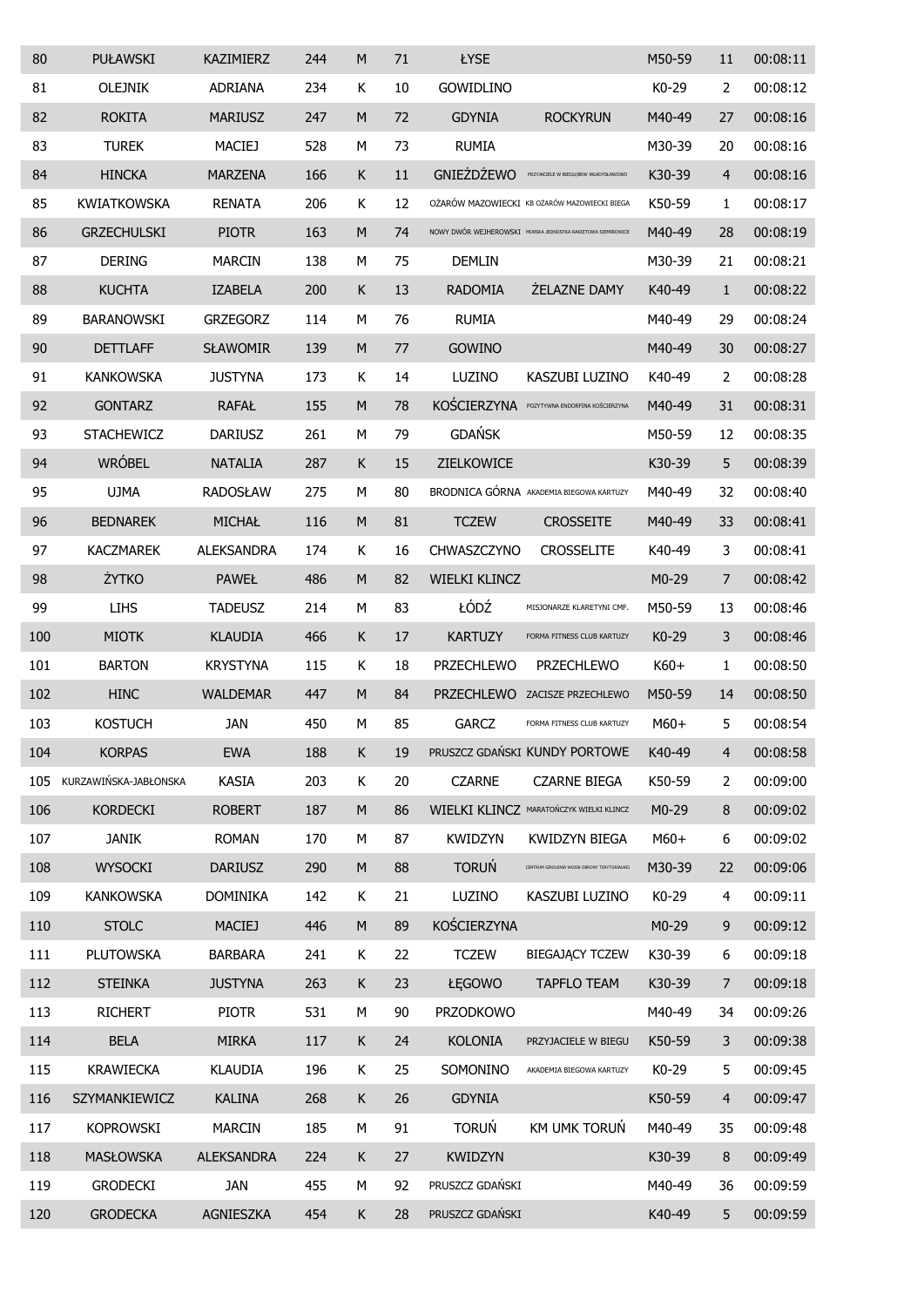| 80 | PUŁAWSKI | KAZIMIERZ | 244 | M | 71 | ŁYSE | | M50-59 | 11 | 00:08:11 |
|---|---|---|---|---|---|---|---|---|---|---|
| 81 | OLEJNIK | ADRIANA | 234 | K | 10 | GOWIDLINO | | K0-29 | 2 | 00:08:12 |
| 82 | ROKITA | MARIUSZ | 247 | M | 72 | GDYNIA | ROCKYRUN | M40-49 | 27 | 00:08:16 |
| 83 | TUREK | MACIEJ | 528 | M | 73 | RUMIA | | M30-39 | 20 | 00:08:16 |
| 84 | HINCKA | MARZENA | 166 | K | 11 | GNIEŻDŻEWO | PRZYJACIELE W BIEGU/BBW WŁADYSŁAWOWO | K30-39 | 4 | 00:08:16 |
| 85 | KWIATKOWSKA | RENATA | 206 | K | 12 | OŻARÓW MAZOWIECKI | KB OŻARÓW MAZOWIECKI BIEGA | K50-59 | 1 | 00:08:17 |
| 86 | GRZECHULSKI | PIOTR | 163 | M | 74 | NOWY DWÓR WEJHEROWSKI | MORSKA JEDNOSTKA RAKIETOWA SIEMIROWICE | M40-49 | 28 | 00:08:19 |
| 87 | DERING | MARCIN | 138 | M | 75 | DEMLIN | | M30-39 | 21 | 00:08:21 |
| 88 | KUCHTA | IZABELA | 200 | K | 13 | RADOMIA | ŻELAZNE DAMY | K40-49 | 1 | 00:08:22 |
| 89 | BARANOWSKI | GRZEGORZ | 114 | M | 76 | RUMIA | | M40-49 | 29 | 00:08:24 |
| 90 | DETTLAFF | SŁAWOMIR | 139 | M | 77 | GOWINO | | M40-49 | 30 | 00:08:27 |
| 91 | KANKOWSKA | JUSTYNA | 173 | K | 14 | LUZINO | KASZUBI LUZINO | K40-49 | 2 | 00:08:28 |
| 92 | GONTARZ | RAFAŁ | 155 | M | 78 | KOŚCIERZYNA | POZYTYWNA ENDORFINA KOŚCIERZYNA | M40-49 | 31 | 00:08:31 |
| 93 | STACHEWICZ | DARIUSZ | 261 | M | 79 | GDAŃSK | | M50-59 | 12 | 00:08:35 |
| 94 | WRÓBEL | NATALIA | 287 | K | 15 | ZIELKOWICE | | K30-39 | 5 | 00:08:39 |
| 95 | UJMA | RADOSŁAW | 275 | M | 80 | BRODNICA GÓRNA | AKADEMIA BIEGOWA KARTUZY | M40-49 | 32 | 00:08:40 |
| 96 | BEDNAREK | MICHAŁ | 116 | M | 81 | TCZEW | CROSSEITE | M40-49 | 33 | 00:08:41 |
| 97 | KACZMAREK | ALEKSANDRA | 174 | K | 16 | CHWASZCZYNO | CROSSELITE | K40-49 | 3 | 00:08:41 |
| 98 | ŻYTKO | PAWEŁ | 486 | M | 82 | WIELKI KLINCZ | | M0-29 | 7 | 00:08:42 |
| 99 | LIHS | TADEUSZ | 214 | M | 83 | ŁÓDŹ | MISJONARZE KLARETYNI CMF. | M50-59 | 13 | 00:08:46 |
| 100 | MIOTK | KLAUDIA | 466 | K | 17 | KARTUZY | FORMA FITNESS CLUB KARTUZY | K0-29 | 3 | 00:08:46 |
| 101 | BARTON | KRYSTYNA | 115 | K | 18 | PRZECHLEWO | PRZECHLEWO | K60+ | 1 | 00:08:50 |
| 102 | HINC | WALDEMAR | 447 | M | 84 | PRZECHLEWO | ZACISZE PRZECHLEWO | M50-59 | 14 | 00:08:50 |
| 103 | KOSTUCH | JAN | 450 | M | 85 | GARCZ | FORMA FITNESS CLUB KARTUZY | M60+ | 5 | 00:08:54 |
| 104 | KORPAS | EWA | 188 | K | 19 | PRUSZCZ GDAŃSKI | KUNDY PORTOWE | K40-49 | 4 | 00:08:58 |
| 105 | KURZAWIŃSKA-JABŁONSKA | KASIA | 203 | K | 20 | CZARNE | CZARNE BIEGA | K50-59 | 2 | 00:09:00 |
| 106 | KORDECKI | ROBERT | 187 | M | 86 | WIELKI KLINCZ | MARATOŃCZYK WIELKI KLINCZ | M0-29 | 8 | 00:09:02 |
| 107 | JANIK | ROMAN | 170 | M | 87 | KWIDZYN | KWIDZYN BIEGA | M60+ | 6 | 00:09:02 |
| 108 | WYSOCKI | DARIUSZ | 290 | M | 88 | TORUŃ | CENTRUM SZKOLENIA WOJSK OBRONY TERYTORIALNEJ | M30-39 | 22 | 00:09:06 |
| 109 | KANKOWSKA | DOMINIKA | 142 | K | 21 | LUZINO | KASZUBI LUZINO | K0-29 | 4 | 00:09:11 |
| 110 | STOLC | MACIEJ | 446 | M | 89 | KOŚCIERZYNA | | M0-29 | 9 | 00:09:12 |
| 111 | PLUTOWSKA | BARBARA | 241 | K | 22 | TCZEW | BIEGAJĄCY TCZEW | K30-39 | 6 | 00:09:18 |
| 112 | STEINKA | JUSTYNA | 263 | K | 23 | ŁĘGOWO | TAPFLO TEAM | K30-39 | 7 | 00:09:18 |
| 113 | RICHERT | PIOTR | 531 | M | 90 | PRZODKOWO | | M40-49 | 34 | 00:09:26 |
| 114 | BELA | MIRKA | 117 | K | 24 | KOLONIA | PRZYJACIELE W BIEGU | K50-59 | 3 | 00:09:38 |
| 115 | KRAWIECKA | KLAUDIA | 196 | K | 25 | SOMONINO | AKADEMIA BIEGOWA KARTUZY | K0-29 | 5 | 00:09:45 |
| 116 | SZYMANKIEWICZ | KALINA | 268 | K | 26 | GDYNIA | | K50-59 | 4 | 00:09:47 |
| 117 | KOPROWSKI | MARCIN | 185 | M | 91 | TORUŃ | KM UMK TORUŃ | M40-49 | 35 | 00:09:48 |
| 118 | MASŁOWSKA | ALEKSANDRA | 224 | K | 27 | KWIDZYN | | K30-39 | 8 | 00:09:49 |
| 119 | GRODECKI | JAN | 455 | M | 92 | PRUSZCZ GDAŃSKI | | M40-49 | 36 | 00:09:59 |
| 120 | GRODECKA | AGNIESZKA | 454 | K | 28 | PRUSZCZ GDAŃSKI | | K40-49 | 5 | 00:09:59 |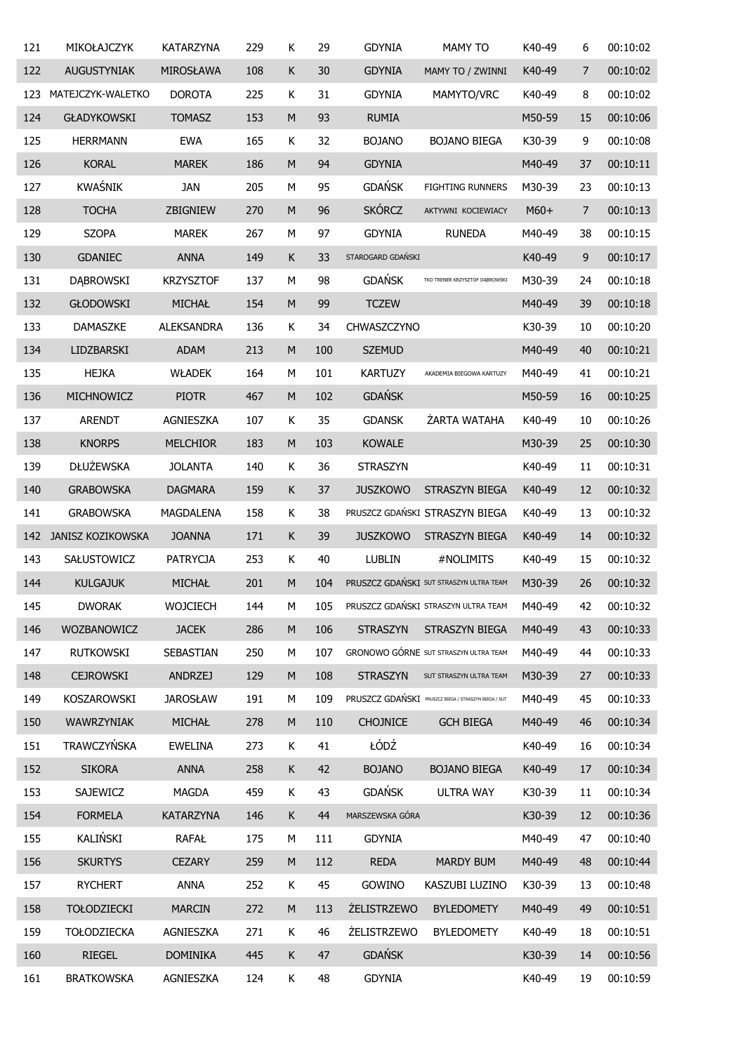| 121 | MIKOŁAJCZYK | KATARZYNA | 229 | K | 29 | GDYNIA | MAMY TO | K40-49 | 6 | 00:10:02 |
|---|---|---|---|---|---|---|---|---|---|---|
| 122 | AUGUSTYNIAK | MIROSŁAWA | 108 | K | 30 | GDYNIA | MAMY TO / ZWINNI | K40-49 | 7 | 00:10:02 |
| 123 | MATEJCZYK-WALETKO | DOROTA | 225 | K | 31 | GDYNIA | MAMYTO/VRC | K40-49 | 8 | 00:10:02 |
| 124 | GŁADYKOWSKI | TOMASZ | 153 | M | 93 | RUMIA | | M50-59 | 15 | 00:10:06 |
| 125 | HERRMANN | EWA | 165 | K | 32 | BOJANO | BOJANO BIEGA | K30-39 | 9 | 00:10:08 |
| 126 | KORAL | MAREK | 186 | M | 94 | GDYNIA | | M40-49 | 37 | 00:10:11 |
| 127 | KWAŚNIK | JAN | 205 | M | 95 | GDAŃSK | FIGHTING RUNNERS | M30-39 | 23 | 00:10:13 |
| 128 | TOCHA | ZBIGNIEW | 270 | M | 96 | SKÓRCZ | AKTYWNI KOCIEWIACY | M60+ | 7 | 00:10:13 |
| 129 | SZOPA | MAREK | 267 | M | 97 | GDYNIA | RUNEDA | M40-49 | 38 | 00:10:15 |
| 130 | GDANIEC | ANNA | 149 | K | 33 | STAROGARD GDAŃSKI | | K40-49 | 9 | 00:10:17 |
| 131 | DĄBROWSKI | KRZYSZTOF | 137 | M | 98 | GDAŃSK | TKD TRENER KRZYSZTOF DĄBROWSKI | M30-39 | 24 | 00:10:18 |
| 132 | GŁODOWSKI | MICHAŁ | 154 | M | 99 | TCZEW | | M40-49 | 39 | 00:10:18 |
| 133 | DAMASZKE | ALEKSANDRA | 136 | K | 34 | CHWASZCZYNO | | K30-39 | 10 | 00:10:20 |
| 134 | LIDZBARSKI | ADAM | 213 | M | 100 | SZEMUD | | M40-49 | 40 | 00:10:21 |
| 135 | HEJKA | WŁADEK | 164 | M | 101 | KARTUZY | AKADEMIA BIEGOWA KARTUZY | M40-49 | 41 | 00:10:21 |
| 136 | MICHNOWICZ | PIOTR | 467 | M | 102 | GDAŃSK | | M50-59 | 16 | 00:10:25 |
| 137 | ARENDT | AGNIESZKA | 107 | K | 35 | GDANSK | ŻARTA WATAHA | K40-49 | 10 | 00:10:26 |
| 138 | KNORPS | MELCHIOR | 183 | M | 103 | KOWALE | | M30-39 | 25 | 00:10:30 |
| 139 | DŁUŻEWSKA | JOLANTA | 140 | K | 36 | STRASZYN | | K40-49 | 11 | 00:10:31 |
| 140 | GRABOWSKA | DAGMARA | 159 | K | 37 | JUSZKOWO | STRASZYN BIEGA | K40-49 | 12 | 00:10:32 |
| 141 | GRABOWSKA | MAGDALENA | 158 | K | 38 | PRUSZCZ GDAŃSKI | STRASZYN BIEGA | K40-49 | 13 | 00:10:32 |
| 142 | JANISZ KOZIKOWSKA | JOANNA | 171 | K | 39 | JUSZKOWO | STRASZYN BIEGA | K40-49 | 14 | 00:10:32 |
| 143 | SAŁUSTOWICZ | PATRYCJA | 253 | K | 40 | LUBLIN | #NOLIMITS | K40-49 | 15 | 00:10:32 |
| 144 | KULGAJUK | MICHAŁ | 201 | M | 104 | PRUSZCZ GDAŃSKI | SUT STRASZYN ULTRA TEAM | M30-39 | 26 | 00:10:32 |
| 145 | DWORAK | WOJCIECH | 144 | M | 105 | PRUSZCZ GDAŃSKI | STRASZYN ULTRA TEAM | M40-49 | 42 | 00:10:32 |
| 146 | WOZBANOWICZ | JACEK | 286 | M | 106 | STRASZYN | STRASZYN BIEGA | M40-49 | 43 | 00:10:33 |
| 147 | RUTKOWSKI | SEBASTIAN | 250 | M | 107 | GRONOWO GÓRNE | SUT STRASZYN ULTRA TEAM | M40-49 | 44 | 00:10:33 |
| 148 | CEJROWSKI | ANDRZEJ | 129 | M | 108 | STRASZYN | SUT STRASZYN ULTRA TEAM | M30-39 | 27 | 00:10:33 |
| 149 | KOSZAROWSKI | JAROSŁAW | 191 | M | 109 | PRUSZCZ GDAŃSKI | PRUSZCZ BIEGA / STRASZYN BIEGA / SUT | M40-49 | 45 | 00:10:33 |
| 150 | WAWRZYNIAK | MICHAŁ | 278 | M | 110 | CHOJNICE | GCH BIEGA | M40-49 | 46 | 00:10:34 |
| 151 | TRAWCZYŃSKA | EWELINA | 273 | K | 41 | ŁÓDŹ | | K40-49 | 16 | 00:10:34 |
| 152 | SIKORA | ANNA | 258 | K | 42 | BOJANO | BOJANO BIEGA | K40-49 | 17 | 00:10:34 |
| 153 | SAJEWICZ | MAGDA | 459 | K | 43 | GDAŃSK | ULTRA WAY | K30-39 | 11 | 00:10:34 |
| 154 | FORMELA | KATARZYNA | 146 | K | 44 | MARSZEWSKA GÓRA | | K30-39 | 12 | 00:10:36 |
| 155 | KALIŃSKI | RAFAŁ | 175 | M | 111 | GDYNIA | | M40-49 | 47 | 00:10:40 |
| 156 | SKURTYS | CEZARY | 259 | M | 112 | REDA | MARDY BUM | M40-49 | 48 | 00:10:44 |
| 157 | RYCHERT | ANNA | 252 | K | 45 | GOWINO | KASZUBI LUZINO | K30-39 | 13 | 00:10:48 |
| 158 | TOŁODZIECKI | MARCIN | 272 | M | 113 | ŻELISTRZEWO | BYLEDOMETY | M40-49 | 49 | 00:10:51 |
| 159 | TOŁODZIECKA | AGNIESZKA | 271 | K | 46 | ŻELISTRZEWO | BYLEDOMETY | K40-49 | 18 | 00:10:51 |
| 160 | RIEGEL | DOMINIKA | 445 | K | 47 | GDAŃSK | | K30-39 | 14 | 00:10:56 |
| 161 | BRATKOWSKA | AGNIESZKA | 124 | K | 48 | GDYNIA | | K40-49 | 19 | 00:10:59 |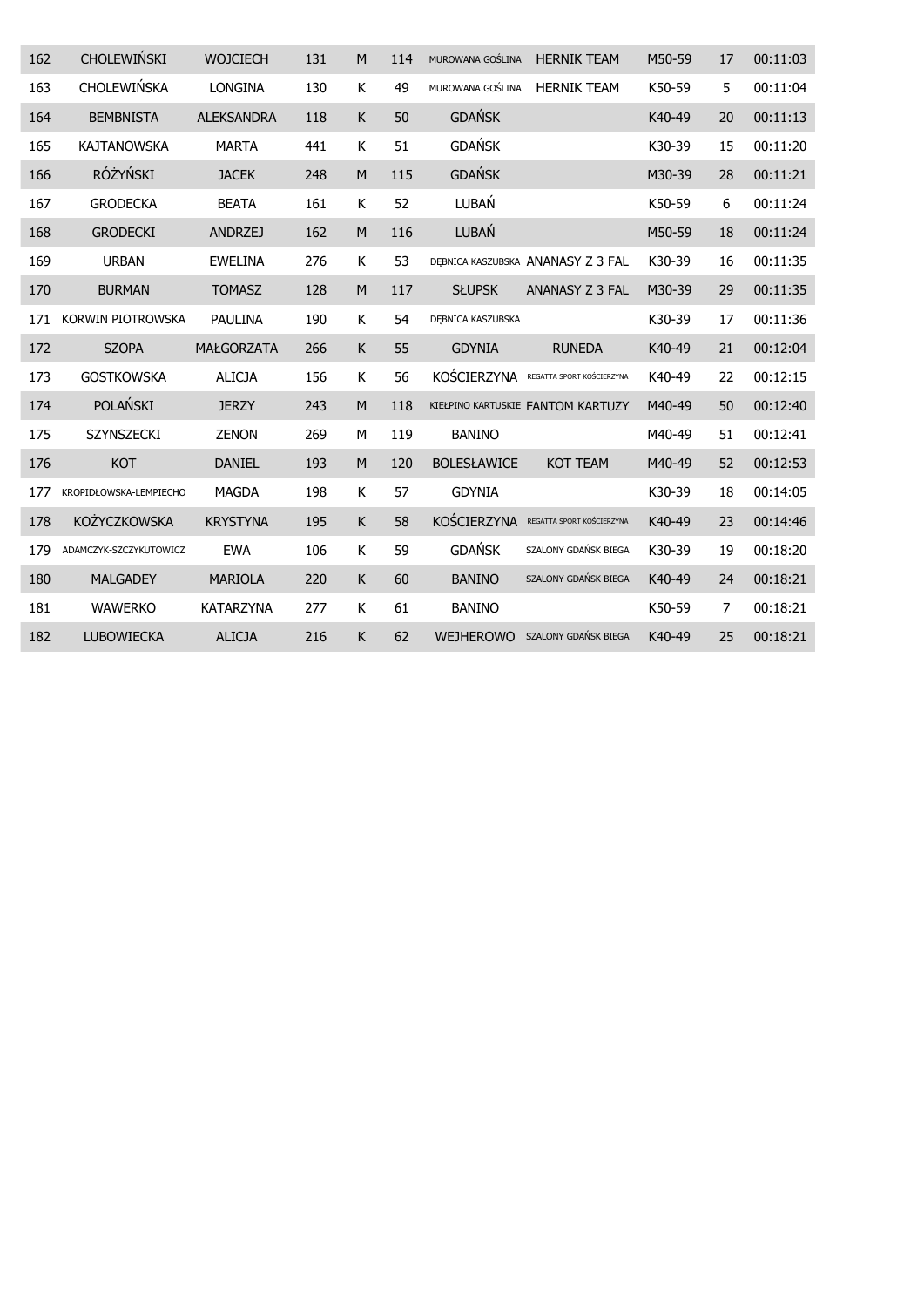| | | | | | | | | | | |
|---|---|---|---|---|---|---|---|---|---|---|
| 162 | CHOLEWIŃSKI | WOJCIECH | 131 | M | 114 | MUROWANA GOŚLINA | HERNIK TEAM | M50-59 | 17 | 00:11:03 |
| 163 | CHOLEWIŃSKA | LONGINA | 130 | K | 49 | MUROWANA GOŚLINA | HERNIK TEAM | K50-59 | 5 | 00:11:04 |
| 164 | BEMBNISTA | ALEKSANDRA | 118 | K | 50 | GDAŃSK | | K40-49 | 20 | 00:11:13 |
| 165 | KAJTANOWSKA | MARTA | 441 | K | 51 | GDAŃSK | | K30-39 | 15 | 00:11:20 |
| 166 | RÓŻYŃSKI | JACEK | 248 | M | 115 | GDAŃSK | | M30-39 | 28 | 00:11:21 |
| 167 | GRODECKA | BEATA | 161 | K | 52 | LUBAŃ | | K50-59 | 6 | 00:11:24 |
| 168 | GRODECKI | ANDRZEJ | 162 | M | 116 | LUBAŃ | | M50-59 | 18 | 00:11:24 |
| 169 | URBAN | EWELINA | 276 | K | 53 | DĘBNICA KASZUBSKA | ANANASY Z 3 FAL | K30-39 | 16 | 00:11:35 |
| 170 | BURMAN | TOMASZ | 128 | M | 117 | SŁUPSK | ANANASY Z 3 FAL | M30-39 | 29 | 00:11:35 |
| 171 | KORWIN PIOTROWSKA | PAULINA | 190 | K | 54 | DĘBNICA KASZUBSKA | | K30-39 | 17 | 00:11:36 |
| 172 | SZOPA | MAŁGORZATA | 266 | K | 55 | GDYNIA | RUNEDA | K40-49 | 21 | 00:12:04 |
| 173 | GOSTKOWSKA | ALICJA | 156 | K | 56 | KOŚCIERZYNA | REGATTA SPORT KOŚCIERZYNA | K40-49 | 22 | 00:12:15 |
| 174 | POLAŃSKI | JERZY | 243 | M | 118 | KIEŁPINO KARTUSKIE | FANTOM KARTUZY | M40-49 | 50 | 00:12:40 |
| 175 | SZYNSZECKI | ZENON | 269 | M | 119 | BANINO | | M40-49 | 51 | 00:12:41 |
| 176 | KOT | DANIEL | 193 | M | 120 | BOLESŁAWICE | KOT TEAM | M40-49 | 52 | 00:12:53 |
| 177 | KROPIDŁOWSKA-LEMPIECHO | MAGDA | 198 | K | 57 | GDYNIA | | K30-39 | 18 | 00:14:05 |
| 178 | KOŻYCZKOWSKA | KRYSTYNA | 195 | K | 58 | KOŚCIERZYNA | REGATTA SPORT KOŚCIERZYNA | K40-49 | 23 | 00:14:46 |
| 179 | ADAMCZYK-SZCZYKUTOWICZ | EWA | 106 | K | 59 | GDAŃSK | SZALONY GDAŃSK BIEGA | K30-39 | 19 | 00:18:20 |
| 180 | MALGADEY | MARIOLA | 220 | K | 60 | BANINO | SZALONY GDAŃSK BIEGA | K40-49 | 24 | 00:18:21 |
| 181 | WAWERKO | KATARZYNA | 277 | K | 61 | BANINO | | K50-59 | 7 | 00:18:21 |
| 182 | LUBOWIECKA | ALICJA | 216 | K | 62 | WEJHEROWO | SZALONY GDAŃSK BIEGA | K40-49 | 25 | 00:18:21 |